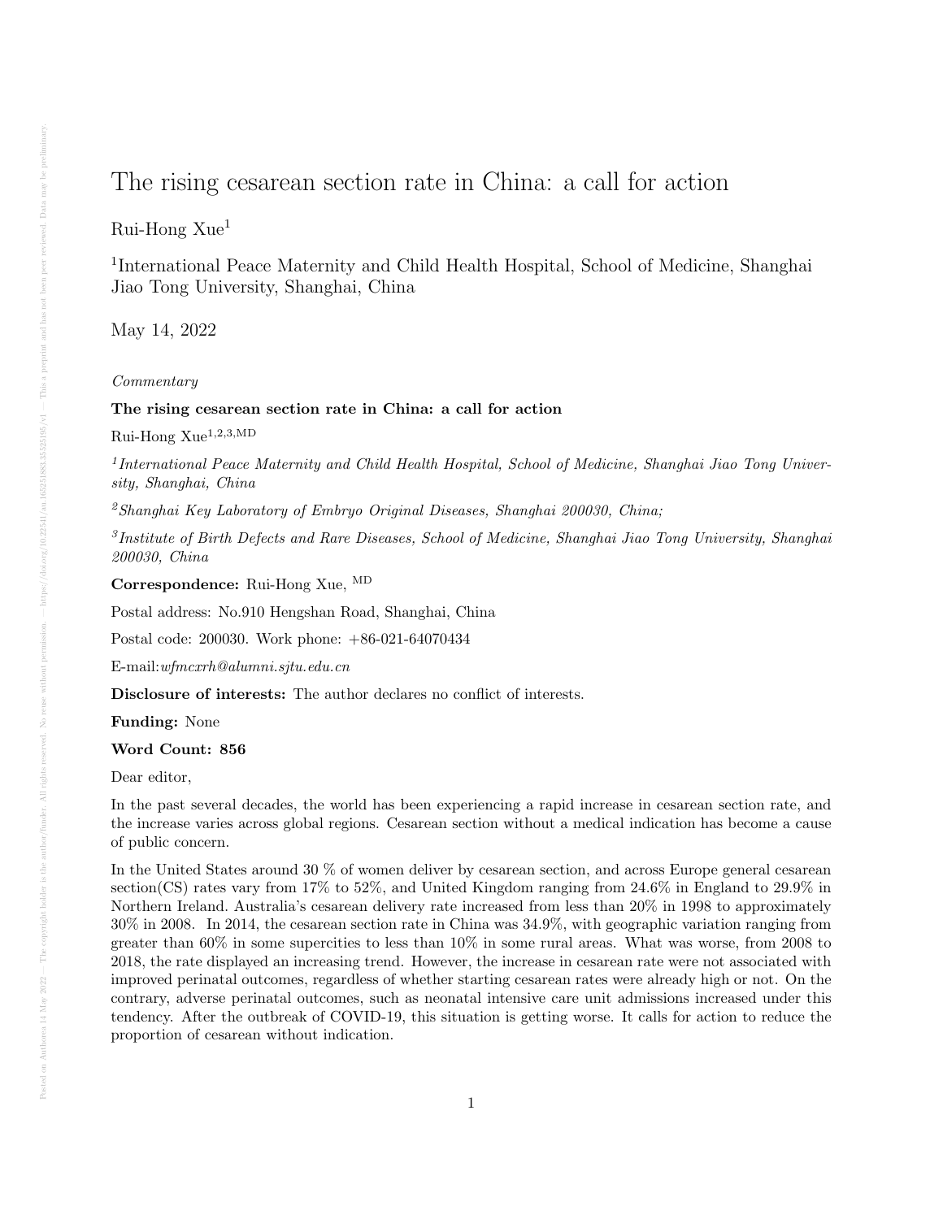# The rising cesarean section rate in China: a call for action

Rui-Hong Xue[1]

[1]International Peace Maternity and Child Health Hospital, School of Medicine, Shanghai Jiao Tong University, Shanghai, China

May 14, 2022

*Commentary*

**The rising cesarean section rate in China: a call for action**

Rui-Hong Xue[1,2,3,MD]

*[1]International Peace Maternity and Child Health Hospital, School of Medicine, Shanghai Jiao Tong University, Shanghai, China*

*[2]Shanghai Key Laboratory of Embryo Original Diseases, Shanghai 200030, China;*

*[3]Institute of Birth Defects and Rare Diseases, School of Medicine, Shanghai Jiao Tong University, Shanghai 200030, China*

**Correspondence:** Rui-Hong Xue, [MD]

Postal address: No.910 Hengshan Road, Shanghai, China

Postal code: 200030. Work phone: +86-021-64070434

E-mail:*wfmcxrh@alumni.sjtu.edu.cn*

**Disclosure of interests:** The author declares no conflict of interests.

**Funding:** None

**Word Count: 856**

Dear editor,

In the past several decades, the world has been experiencing a rapid increase in cesarean section rate, and the increase varies across global regions. Cesarean section without a medical indication has become a cause of public concern.

In the United States around 30 % of women deliver by cesarean section, and across Europe general cesarean section(CS) rates vary from 17% to 52%, and United Kingdom ranging from 24.6% in England to 29.9% in Northern Ireland. Australia's cesarean delivery rate increased from less than 20% in 1998 to approximately 30% in 2008. In 2014, the cesarean section rate in China was 34.9%, with geographic variation ranging from greater than 60% in some supercities to less than 10% in some rural areas. What was worse, from 2008 to 2018, the rate displayed an increasing trend. However, the increase in cesarean rate were not associated with improved perinatal outcomes, regardless of whether starting cesarean rates were already high or not. On the contrary, adverse perinatal outcomes, such as neonatal intensive care unit admissions increased under this tendency. After the outbreak of COVID-19, this situation is getting worse. It calls for action to reduce the proportion of cesarean without indication.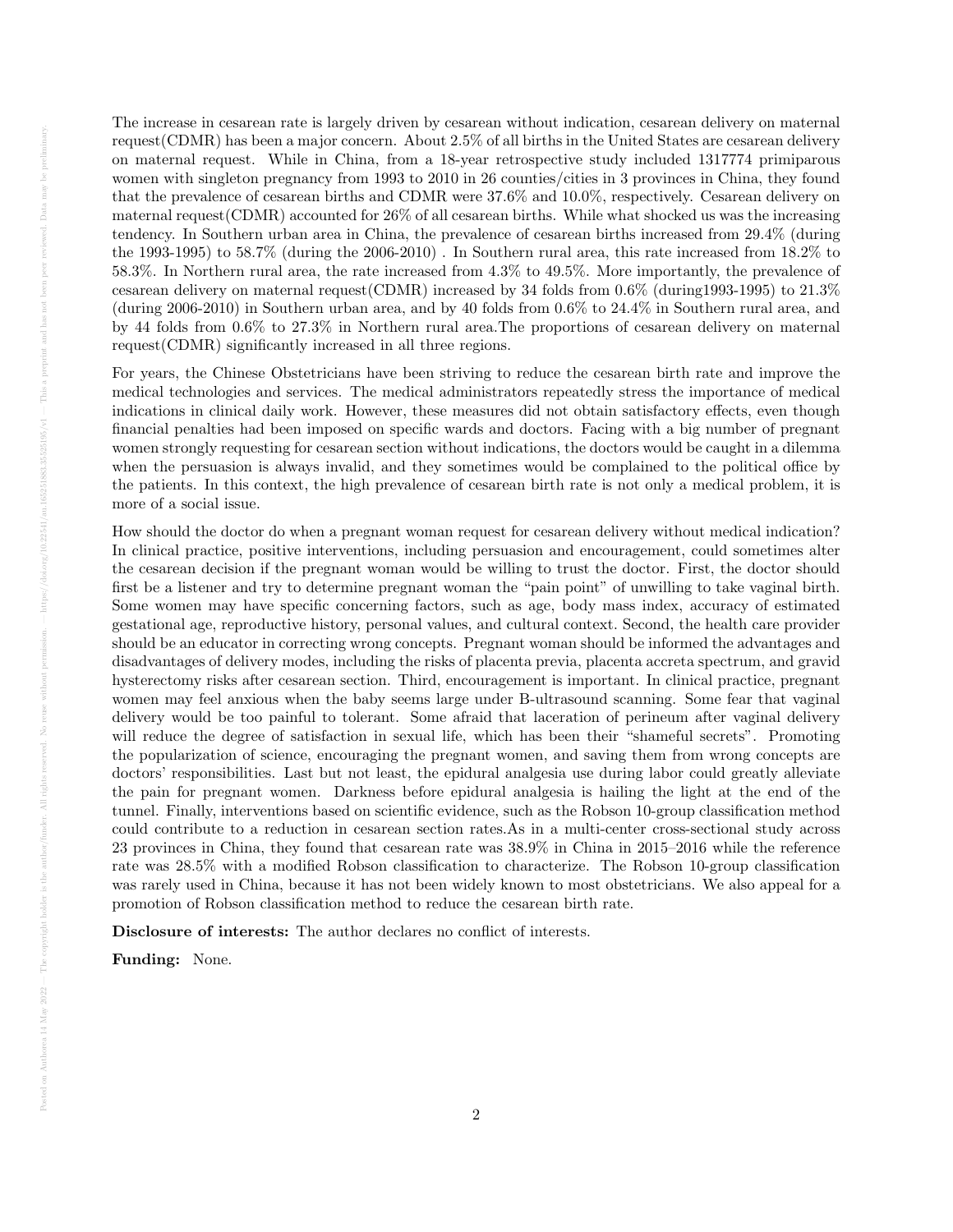The increase in cesarean rate is largely driven by cesarean without indication, cesarean delivery on maternal request(CDMR) has been a major concern. About 2.5% of all births in the United States are cesarean delivery on maternal request. While in China, from a 18-year retrospective study included 1317774 primiparous women with singleton pregnancy from 1993 to 2010 in 26 counties/cities in 3 provinces in China, they found that the prevalence of cesarean births and CDMR were 37.6% and 10.0%, respectively. Cesarean delivery on maternal request(CDMR) accounted for 26% of all cesarean births. While what shocked us was the increasing tendency. In Southern urban area in China, the prevalence of cesarean births increased from 29.4% (during the 1993-1995) to 58.7% (during the 2006-2010) . In Southern rural area, this rate increased from 18.2% to 58.3%. In Northern rural area, the rate increased from 4.3% to 49.5%. More importantly, the prevalence of cesarean delivery on maternal request(CDMR) increased by 34 folds from 0.6% (during1993-1995) to 21.3% (during 2006-2010) in Southern urban area, and by 40 folds from 0.6% to 24.4% in Southern rural area, and by 44 folds from 0.6% to 27.3% in Northern rural area.The proportions of cesarean delivery on maternal request(CDMR) significantly increased in all three regions.

For years, the Chinese Obstetricians have been striving to reduce the cesarean birth rate and improve the medical technologies and services. The medical administrators repeatedly stress the importance of medical indications in clinical daily work. However, these measures did not obtain satisfactory effects, even though financial penalties had been imposed on specific wards and doctors. Facing with a big number of pregnant women strongly requesting for cesarean section without indications, the doctors would be caught in a dilemma when the persuasion is always invalid, and they sometimes would be complained to the political office by the patients. In this context, the high prevalence of cesarean birth rate is not only a medical problem, it is more of a social issue.

How should the doctor do when a pregnant woman request for cesarean delivery without medical indication? In clinical practice, positive interventions, including persuasion and encouragement, could sometimes alter the cesarean decision if the pregnant woman would be willing to trust the doctor. First, the doctor should first be a listener and try to determine pregnant woman the "pain point" of unwilling to take vaginal birth. Some women may have specific concerning factors, such as age, body mass index, accuracy of estimated gestational age, reproductive history, personal values, and cultural context. Second, the health care provider should be an educator in correcting wrong concepts. Pregnant woman should be informed the advantages and disadvantages of delivery modes, including the risks of placenta previa, placenta accreta spectrum, and gravid hysterectomy risks after cesarean section. Third, encouragement is important. In clinical practice, pregnant women may feel anxious when the baby seems large under B-ultrasound scanning. Some fear that vaginal delivery would be too painful to tolerant. Some afraid that laceration of perineum after vaginal delivery will reduce the degree of satisfaction in sexual life, which has been their "shameful secrets". Promoting the popularization of science, encouraging the pregnant women, and saving them from wrong concepts are doctors' responsibilities. Last but not least, the epidural analgesia use during labor could greatly alleviate the pain for pregnant women. Darkness before epidural analgesia is hailing the light at the end of the tunnel. Finally, interventions based on scientific evidence, such as the Robson 10-group classification method could contribute to a reduction in cesarean section rates.As in a multi-center cross-sectional study across 23 provinces in China, they found that cesarean rate was 38.9% in China in 2015–2016 while the reference rate was 28.5% with a modified Robson classification to characterize. The Robson 10-group classification was rarely used in China, because it has not been widely known to most obstetricians. We also appeal for a promotion of Robson classification method to reduce the cesarean birth rate.

**Disclosure of interests:** The author declares no conflict of interests.

**Funding:** None.